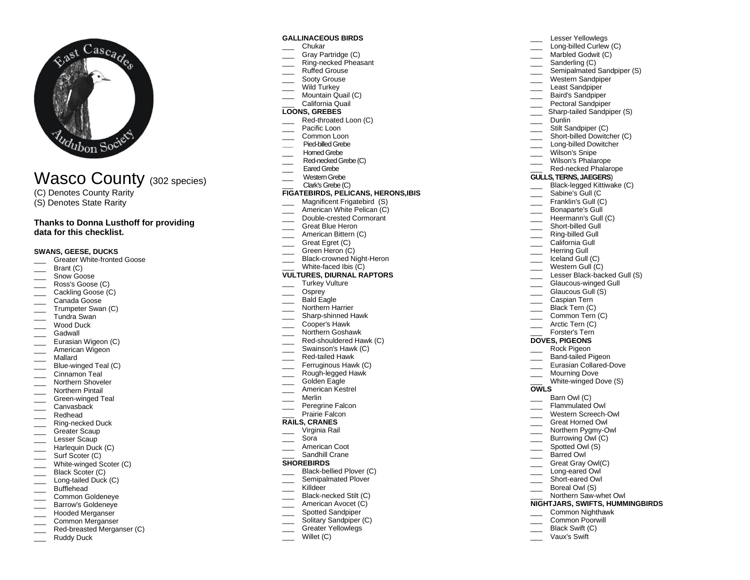# Wasco County (302 species)

(C) Denotes County Rarity
(S) Denotes State Rarity

**Thanks to Donna Lusthoff for providing data for this checklist.**

**SWANS, GEESE, DUCKS**

- ___ Greater White-fronted Goose
- ___ Brant (C)
- ___ Snow Goose
- ___ Ross's Goose (C)
- ___ Cackling Goose (C)
- ___ Canada Goose
- ___ Trumpeter Swan (C)
- ___ Tundra Swan
- ___ Wood Duck
- ___ Gadwall
- ___ Eurasian Wigeon (C)
- ___ American Wigeon
- ___ Mallard
- ___ Blue-winged Teal (C)
- ___ Cinnamon Teal
- ___ Northern Shoveler
- ___ Northern Pintail
- ___ Green-winged Teal
- ___ Canvasback
- ___ Redhead
- ___ Ring-necked Duck
- ___ Greater Scaup
- ___ Lesser Scaup
- ___ Harlequin Duck (C)
- ___ Surf Scoter (C)
- ___ White-winged Scoter (C)
- ___ Black Scoter (C)
- ___ Long-tailed Duck (C)
- ___ Bufflehead
- ___ Common Goldeneye
- ___ Barrow's Goldeneye
- ___ Hooded Merganser
- ___ Common Merganser
- ___ Red-breasted Merganser (C)
- ___ Ruddy Duck

**GALLINACEOUS BIRDS**

- ___ Chukar
- ___ Gray Partridge (C)
- ___ Ring-necked Pheasant
- ___ Ruffed Grouse
- ___ Sooty Grouse
- ___ Wild Turkey
- ___ Mountain Quail (C)
- ___ California Quail

**LOONS, GREBES**

- ___ Red-throated Loon (C)
- ___ Pacific Loon
- ___ Common Loon
- ___ Pied-billed Grebe
- ___ Horned Grebe
- ___ Red-necked Grebe (C)
- ___ Eared Grebe
- ___ Western Grebe
- ___ Clark's Grebe (C)

**FIGATEBIRDS, PELICANS, HERONS,IBIS**

- ___ Magnificent Frigatebird (S)
- ___ American White Pelican (C)
- ___ Double-crested Cormorant
- ___ Great Blue Heron
- ___ American Bittern (C)
- ___ Great Egret (C)
- ___ Green Heron (C)
- ___ Black-crowned Night-Heron
- ___ White-faced Ibis (C)

**VULTURES, DIURNAL RAPTORS**

- ___ Turkey Vulture
- ___ Osprey
- ___ Bald Eagle
- ___ Northern Harrier
- ___ Sharp-shinned Hawk
- ___ Cooper's Hawk
- ___ Northern Goshawk
- ___ Red-shouldered Hawk (C)
- ___ Swainson's Hawk (C)
- ___ Red-tailed Hawk
- ___ Ferruginous Hawk (C)
- ___ Rough-legged Hawk
- ___ Golden Eagle
- ___ American Kestrel
- ___ Merlin
- ___ Peregrine Falcon
- ___ Prairie Falcon

**RAILS, CRANES**

- ___ Virginia Rail
- ___ Sora
- ___ American Coot
- ___ Sandhill Crane

**SHOREBIRDS**

- ___ Black-bellied Plover (C)
- ___ Semipalmated Plover
- ___ Killdeer
- ___ Black-necked Stilt (C)
- ___ American Avocet (C)
- ___ Spotted Sandpiper
- ___ Solitary Sandpiper (C)
- ___ Greater Yellowlegs
- ___ Willet (C)
- ___ Lesser Yellowlegs
- ___ Long-billed Curlew (C)
- ___ Marbled Godwit (C)
- ___ Sanderling (C)
- ___ Semipalmated Sandpiper (S)
- ___ Western Sandpiper
- ___ Least Sandpiper
- ___ Baird's Sandpiper
- ___ Pectoral Sandpiper
- ___ Sharp-tailed Sandpiper (S)
- ___ Dunlin
- ___ Stilt Sandpiper (C)
- ___ Short-billed Dowitcher (C)
- ___ Long-billed Dowitcher
- ___ Wilson's Snipe
- ___ Wilson's Phalarope
- ___ Red-necked Phalarope

**GULLS, TERNS, JAEGERS**)

- ___ Black-legged Kittiwake (C)
- ___ Sabine's Gull (C
- ___ Franklin's Gull (C)
- ___ Bonaparte's Gull
- ___ Heermann's Gull (C)
- ___ Short-billed Gull
- ___ Ring-billed Gull
- ___ California Gull
- ___ Herring Gull
- ___ Iceland Gull (C)
- ___ Western Gull (C)
- ___ Lesser Black-backed Gull (S)
- ___ Glaucous-winged Gull
- ___ Glaucous Gull (S)
- ___ Caspian Tern
- ___ Black Tern (C)
- ___ Common Tern (C)
- ___ Arctic Tern (C)
- ___ Forster's Tern

**DOVES, PIGEONS**

- ___ Rock Pigeon
- ___ Band-tailed Pigeon
- ___ Eurasian Collared-Dove
- ___ Mourning Dove
- ___ White-winged Dove (S)

**OWLS**

- ___ Barn Owl (C)
- ___ Flammulated Owl
- ___ Western Screech-Owl
- ___ Great Horned Owl
- ___ Northern Pygmy-Owl
- ___ Burrowing Owl (C)
- ___ Spotted Owl (S)
- ___ Barred Owl
- ___ Great Gray Owl(C)
- ___ Long-eared Owl
- ___ Short-eared Owl
- ___ Boreal Owl (S)
- ___ Northern Saw-whet Owl

**NIGHTJARS, SWIFTS, HUMMINGBIRDS**

- ___ Common Nighthawk
- ___ Common Poorwill
- ___ Black Swift (C)
- ___ Vaux's Swift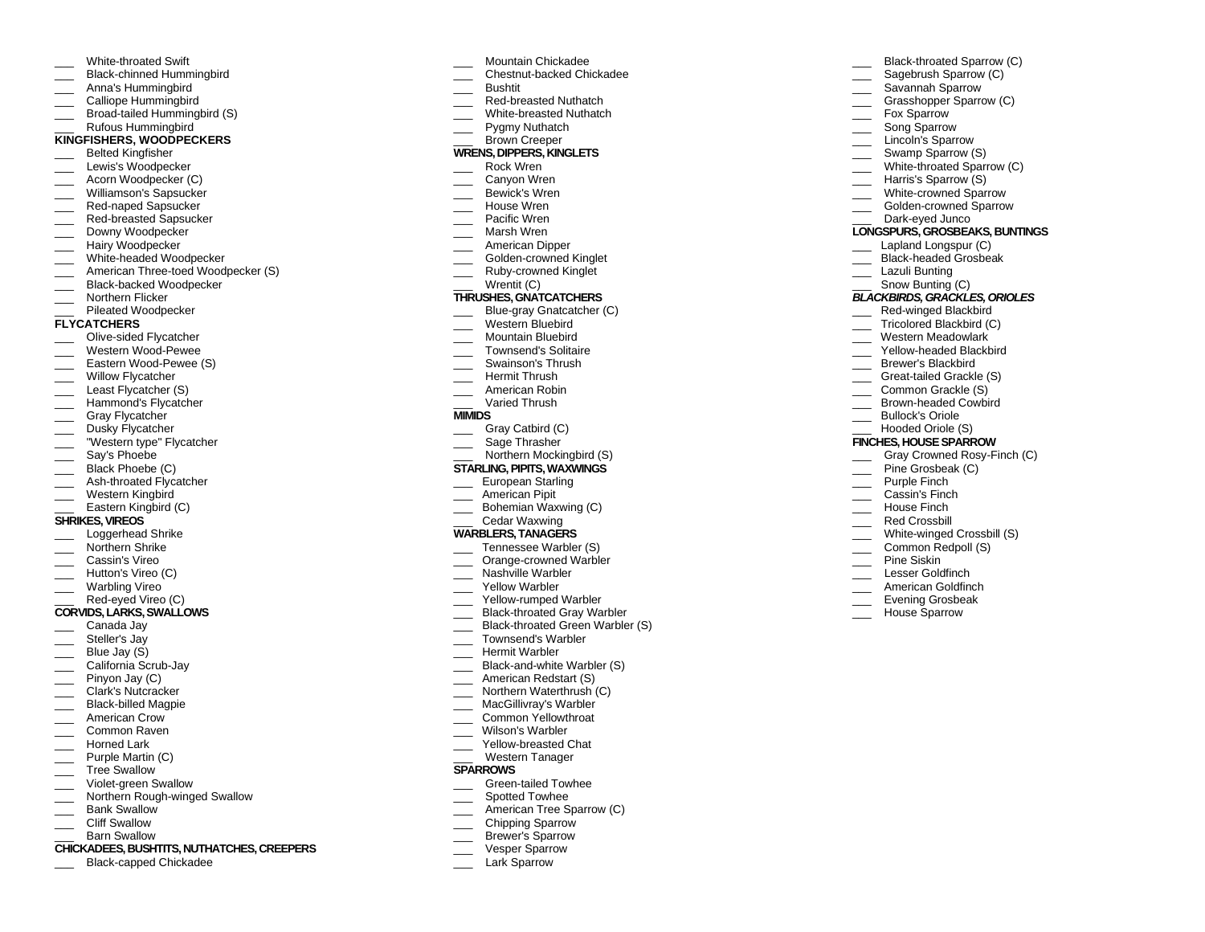- ___ White-throated Swift
- ___ Black-chinned Hummingbird
- ___ Anna's Hummingbird
- ___ Calliope Hummingbird
- ___ Broad-tailed Hummingbird (S)
- ___ Rufous Hummingbird

**KINGFISHERS, WOODPECKERS**

- ___ Belted Kingfisher
- ___ Lewis's Woodpecker
- ___ Acorn Woodpecker (C)
- ___ Williamson's Sapsucker
- ___ Red-naped Sapsucker
- ___ Red-breasted Sapsucker
- ___ Downy Woodpecker
- ___ Hairy Woodpecker
- ___ White-headed Woodpecker
- ___ American Three-toed Woodpecker (S)
- ___ Black-backed Woodpecker
- ___ Northern Flicker
- ___ Pileated Woodpecker

**FLYCATCHERS**

- ___ Olive-sided Flycatcher
- ___ Western Wood-Pewee
- ___ Eastern Wood-Pewee (S)
- ___ Willow Flycatcher
- ___ Least Flycatcher (S)
- ___ Hammond's Flycatcher
- ___ Gray Flycatcher
- ___ Dusky Flycatcher
- ___ "Western type" Flycatcher
- ___ Say's Phoebe
- ___ Black Phoebe (C)
- ___ Ash-throated Flycatcher
- ___ Western Kingbird
- ___ Eastern Kingbird (C)

**SHRIKES, VIREOS**

- ___ Loggerhead Shrike
- ___ Northern Shrike
- ___ Cassin's Vireo
- ___ Hutton's Vireo (C)
- ___ Warbling Vireo
- ___ Red-eyed Vireo (C)

**CORVIDS, LARKS, SWALLOWS**

- ___ Canada Jay
- ___ Steller's Jay
- ___ Blue Jay (S)
- ___ California Scrub-Jay
- ___ Pinyon Jay (C)
- ___ Clark's Nutcracker
- ___ Black-billed Magpie
- ___ American Crow
- ___ Common Raven
- ___ Horned Lark
- ___ Purple Martin (C)
- ___ Tree Swallow
- ___ Violet-green Swallow
- ___ Northern Rough-winged Swallow
- ___ Bank Swallow
- ___ Cliff Swallow
- ___ Barn Swallow

**CHICKADEES, BUSHTITS, NUTHATCHES, CREEPERS**

- ___ Black-capped Chickadee
- ___ Mountain Chickadee
- ___ Chestnut-backed Chickadee
- ___ Bushtit
- ___ Red-breasted Nuthatch
- ___ White-breasted Nuthatch
- ___ Pygmy Nuthatch
- ___ Brown Creeper

**WRENS, DIPPERS, KINGLETS**

- ___ Rock Wren
- ___ Canyon Wren
- ___ Bewick's Wren
- ___ House Wren
- ___ Pacific Wren
- ___ Marsh Wren
- ___ American Dipper
- ___ Golden-crowned Kinglet
- ___ Ruby-crowned Kinglet
- ___ Wrentit (C)

**THRUSHES, GNATCATCHERS**

- ___ Blue-gray Gnatcatcher (C)
- ___ Western Bluebird
- ___ Mountain Bluebird
- ___ Townsend's Solitaire
- ___ Swainson's Thrush
- ___ Hermit Thrush
- ___ American Robin
- ___ Varied Thrush

**MIMIDS**

- ___ Gray Catbird (C)
- ___ Sage Thrasher
- ___ Northern Mockingbird (S)

**STARLING, PIPITS, WAXWINGS**

- ___ European Starling
- ___ American Pipit
- ___ Bohemian Waxwing (C)
- ___ Cedar Waxwing

**WARBLERS, TANAGERS**

- ___ Tennessee Warbler (S)
- ___ Orange-crowned Warbler
- ___ Nashville Warbler
- ___ Yellow Warbler
- ___ Yellow-rumped Warbler
- ___ Black-throated Gray Warbler
- ___ Black-throated Green Warbler (S)
- ___ Townsend's Warbler
- ___ Hermit Warbler
- ___ Black-and-white Warbler (S)
- ___ American Redstart (S)
- ___ Northern Waterthrush (C)
- ___ MacGillivray's Warbler
- ___ Common Yellowthroat
- ___ Wilson's Warbler
- ___ Yellow-breasted Chat
- ___ Western Tanager

**SPARROWS**

- ___ Green-tailed Towhee
- ___ Spotted Towhee
- ___ American Tree Sparrow (C)
- ___ Chipping Sparrow
- ___ Brewer's Sparrow
- ___ Vesper Sparrow
- ___ Lark Sparrow
- ___ Black-throated Sparrow (C)
- ___ Sagebrush Sparrow (C)
- ___ Savannah Sparrow
- ___ Grasshopper Sparrow (C)
- ___ Fox Sparrow
- ___ Song Sparrow
- ___ Lincoln's Sparrow
- ___ Swamp Sparrow (S)
- ___ White-throated Sparrow (C)
- ___ Harris's Sparrow (S)
- ___ White-crowned Sparrow
- ___ Golden-crowned Sparrow
- ___ Dark-eyed Junco

**LONGSPURS, GROSBEAKS, BUNTINGS**

- ___ Lapland Longspur (C)
- ___ Black-headed Grosbeak
- ___ Lazuli Bunting
- ___ Snow Bunting (C)

***BLACKBIRDS, GRACKLES, ORIOLES***

- ___ Red-winged Blackbird
- ___ Tricolored Blackbird (C)
- ___ Western Meadowlark
- ___ Yellow-headed Blackbird
- ___ Brewer's Blackbird
- ___ Great-tailed Grackle (S)
- ___ Common Grackle (S)
- ___ Brown-headed Cowbird
- ___ Bullock's Oriole
- ___ Hooded Oriole (S)

**FINCHES, HOUSE SPARROW**

- ___ Gray Crowned Rosy-Finch (C)
- ___ Pine Grosbeak (C)
- ___ Purple Finch
- ___ Cassin's Finch
- ___ House Finch
- ___ Red Crossbill
- ___ White-winged Crossbill (S)
- ___ Common Redpoll (S)
- ___ Pine Siskin
- ___ Lesser Goldfinch
- ___ American Goldfinch
- ___ Evening Grosbeak
- ___ House Sparrow